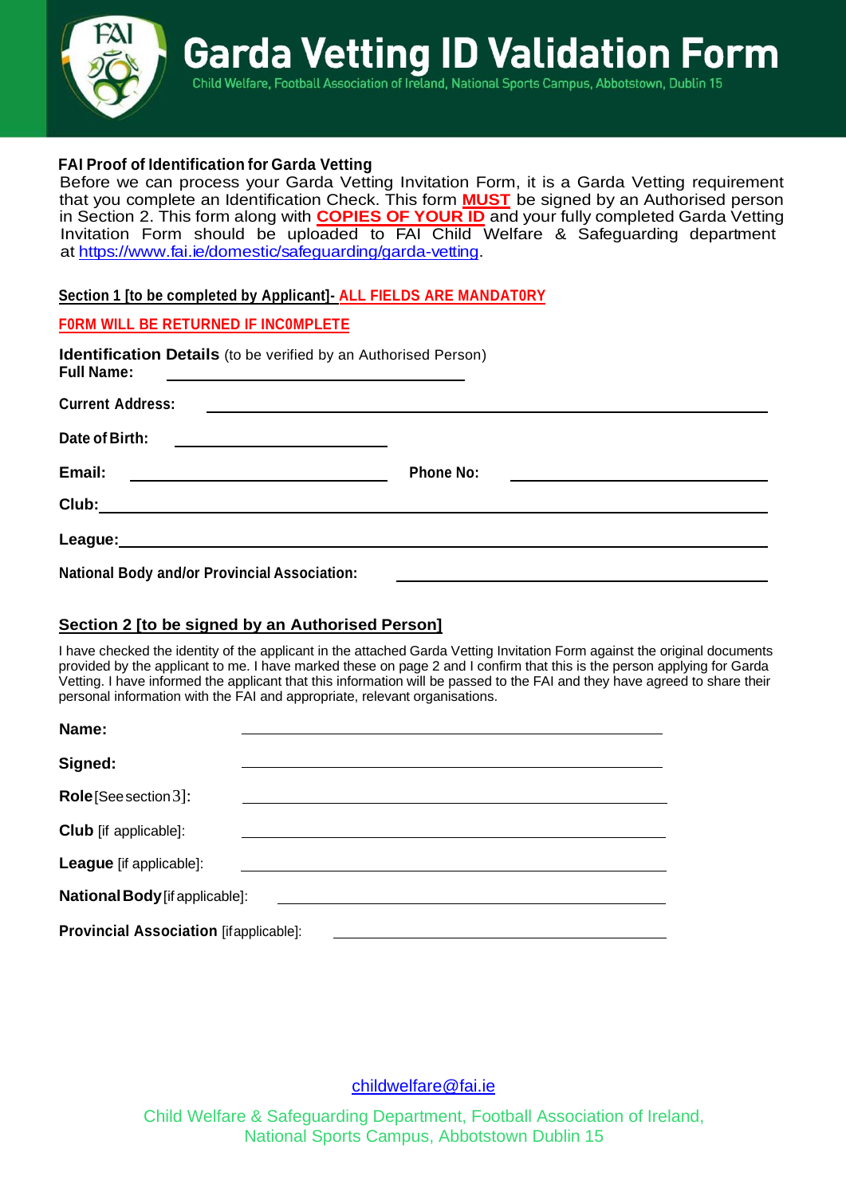# Garda Vetting ID Validation Form

Child Welfare, Football Association of Ireland, National Sports Campus, Abbotstown, Dublin 15

**FAI Proof of Identification for Garda Vetting**

Before we can process your Garda Vetting Invitation Form, it is a Garda Vetting requirement that you complete an Identification Check. This form **MUST** be signed by an Authorised person in Section 2. This form along with **COPIES OF YOUR ID** and your fully completed Garda Vetting Invitation Form should be uploaded to FAI Child Welfare & Safeguarding department at https://www.fai.ie/domestic/safeguarding/garda-vetting.

**Section 1 [to be completed by Applicant]- ALL FIELDS ARE MANDATORY**

**FORM WILL BE RETURNED IF INCOMPLETE**

**Identification Details** (to be verified by an Authorised Person)

**Full Name:** ______________________________

**Current Address:** ______________________________

**Date of Birth:** ______________________________

**Email:** ______________________________ **Phone No:** ______________________________

**Club:** ______________________________

**League:** ______________________________

**National Body and/or Provincial Association:** ______________________________

## Section 2 [to be signed by an Authorised Person]

I have checked the identity of the applicant in the attached Garda Vetting Invitation Form against the original documents provided by the applicant to me. I have marked these on page 2 and I confirm that this is the person applying for Garda Vetting. I have informed the applicant that this information will be passed to the FAI and they have agreed to share their personal information with the FAI and appropriate, relevant organisations.

**Name:** ______________________________

**Signed:** ______________________________

**Role** [See section 3]: ______________________________

**Club** [if applicable]: ______________________________

**League** [if applicable]: ______________________________

**National Body** [if applicable]: ______________________________

**Provincial Association** [if applicable]: ______________________________

childwelfare@fai.ie

Child Welfare & Safeguarding Department, Football Association of Ireland, National Sports Campus, Abbotstown Dublin 15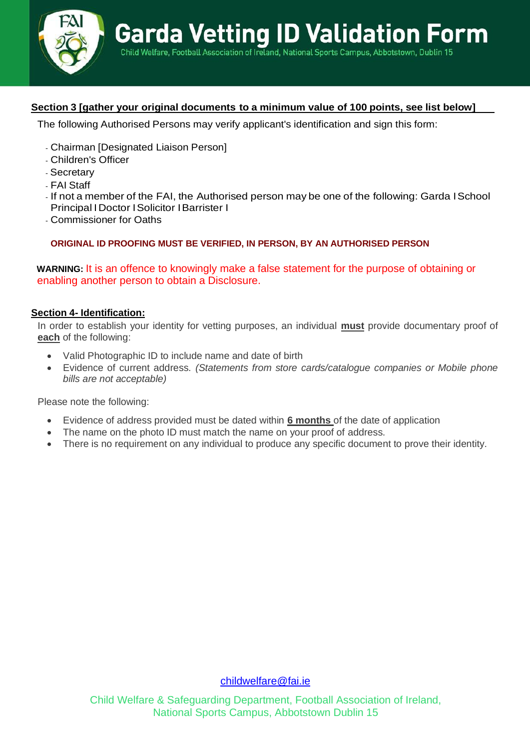**Section 3 [gather your original documents to a minimum value of 100 points, see list below]**

The following Authorised Persons may verify applicant's identification and sign this form:

- Chairman [Designated Liaison Person]
- Children's Officer
- Secretary
- FAI Staff
- If not a member of the FAI, the Authorised person may be one of the following: Garda I School Principal I Doctor I Solicitor I Barrister I
- Commissioner for Oaths

**ORIGINAL ID PROOFING MUST BE VERIFIED, IN PERSON, BY AN AUTHORISED PERSON**

**WARNING:** It is an offence to knowingly make a false statement for the purpose of obtaining or enabling another person to obtain a Disclosure.

**Section 4- Identification:**

In order to establish your identity for vetting purposes, an individual **must** provide documentary proof of **each** of the following:

- Valid Photographic ID to include name and date of birth
- Evidence of current address. *(Statements from store cards/catalogue companies or Mobile phone bills are not acceptable)*

Please note the following:

- Evidence of address provided must be dated within **6 months** of the date of application
- The name on the photo ID must match the name on your proof of address.
- There is no requirement on any individual to produce any specific document to prove their identity.

childwelfare@fai.ie

Child Welfare & Safeguarding Department, Football Association of Ireland, National Sports Campus, Abbotstown Dublin 15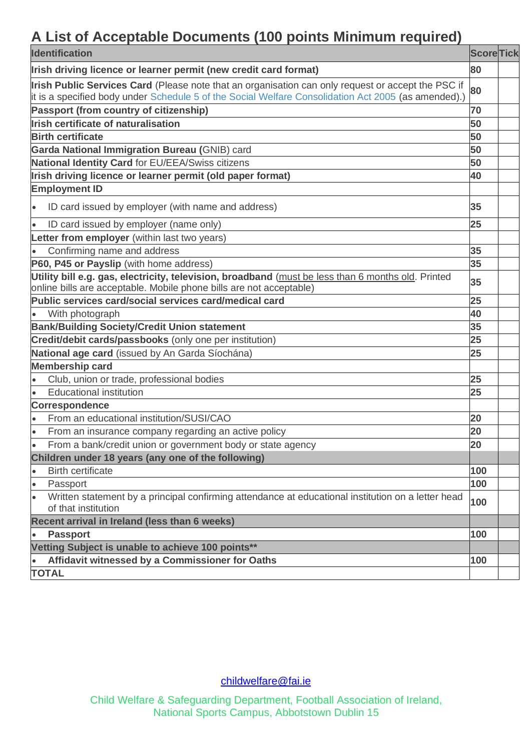# A List of Acceptable Documents (100 points Minimum required)

| Identification | Score | Tick |
|---|---|---|
| **Irish driving licence or learner permit (new credit card format)** | 80 | |
| **Irish Public Services Card** (Please note that an organisation can only request or accept the PSC if it is a specified body under Schedule 5 of the Social Welfare Consolidation Act 2005 (as amended).) | 80 | |
| **Passport (from country of citizenship)** | 70 | |
| **Irish certificate of naturalisation** | 50 | |
| **Birth certificate** | 50 | |
| **Garda National Immigration Bureau (**GNIB) card | 50 | |
| **National Identity Card** for EU/EEA/Swiss citizens | 50 | |
| **Irish driving licence or learner permit (old paper format)** | 40 | |
| **Employment ID** | | |
| • ID card issued by employer (with name and address) | 35 | |
| • ID card issued by employer (name only) | 25 | |
| **Letter from employer** (within last two years) | | |
| • Confirming name and address | 35 | |
| **P60, P45 or Payslip** (with home address) | 35 | |
| **Utility bill e.g. gas, electricity, television, broadband** (must be less than 6 months old. Printed online bills are acceptable. Mobile phone bills are not acceptable) | 35 | |
| **Public services card/social services card/medical card** | 25 | |
| • With photograph | 40 | |
| **Bank/Building Society/Credit Union statement** | 35 | |
| **Credit/debit cards/passbooks** (only one per institution) | 25 | |
| **National age card** (issued by An Garda Síochána) | 25 | |
| **Membership card** | | |
| • Club, union or trade, professional bodies | 25 | |
| • Educational institution | 25 | |
| **Correspondence** | | |
| • From an educational institution/SUSI/CAO | 20 | |
| • From an insurance company regarding an active policy | 20 | |
| • From a bank/credit union or government body or state agency | 20 | |
| **Children under 18 years (any one of the following)** | | |
| • Birth certificate | 100 | |
| • Passport | 100 | |
| • Written statement by a principal confirming attendance at educational institution on a letter head of that institution | 100 | |
| **Recent arrival in Ireland (less than 6 weeks)** | | |
| • **Passport** | 100 | |
| **Vetting Subject is unable to achieve 100 points**** | | |
| • **Affidavit witnessed by a Commissioner for Oaths** | 100 | |
| **TOTAL** | | |

childwelfare@fai.ie

Child Welfare & Safeguarding Department, Football Association of Ireland, National Sports Campus, Abbotstown Dublin 15